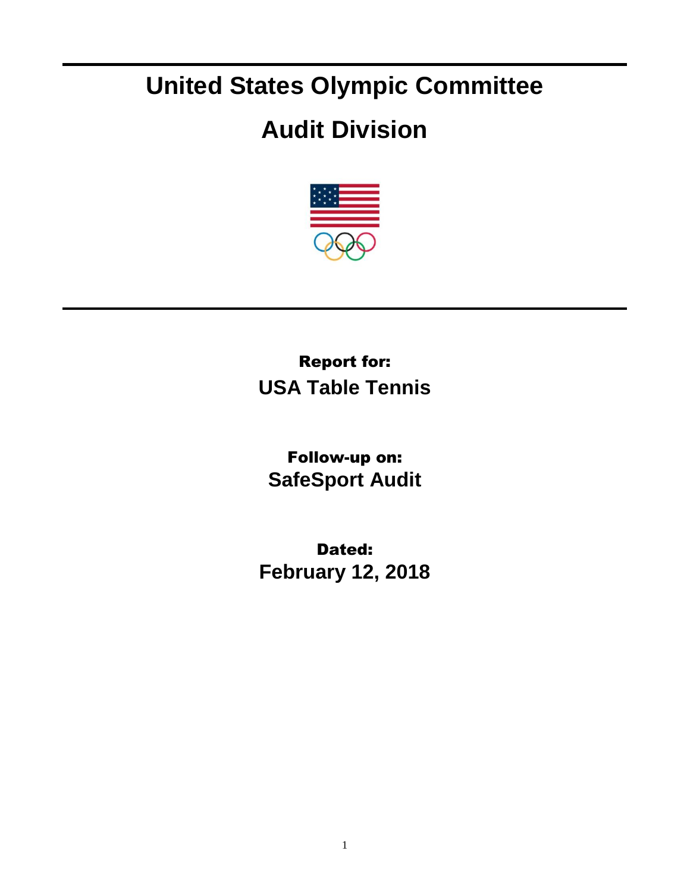# United States Olympic Committee

# Audit Division

**Report for:**

**USA Table Tennis**

**Follow-up on:**

**SafeSport Audit**

**Dated:**

**February 12, 2018**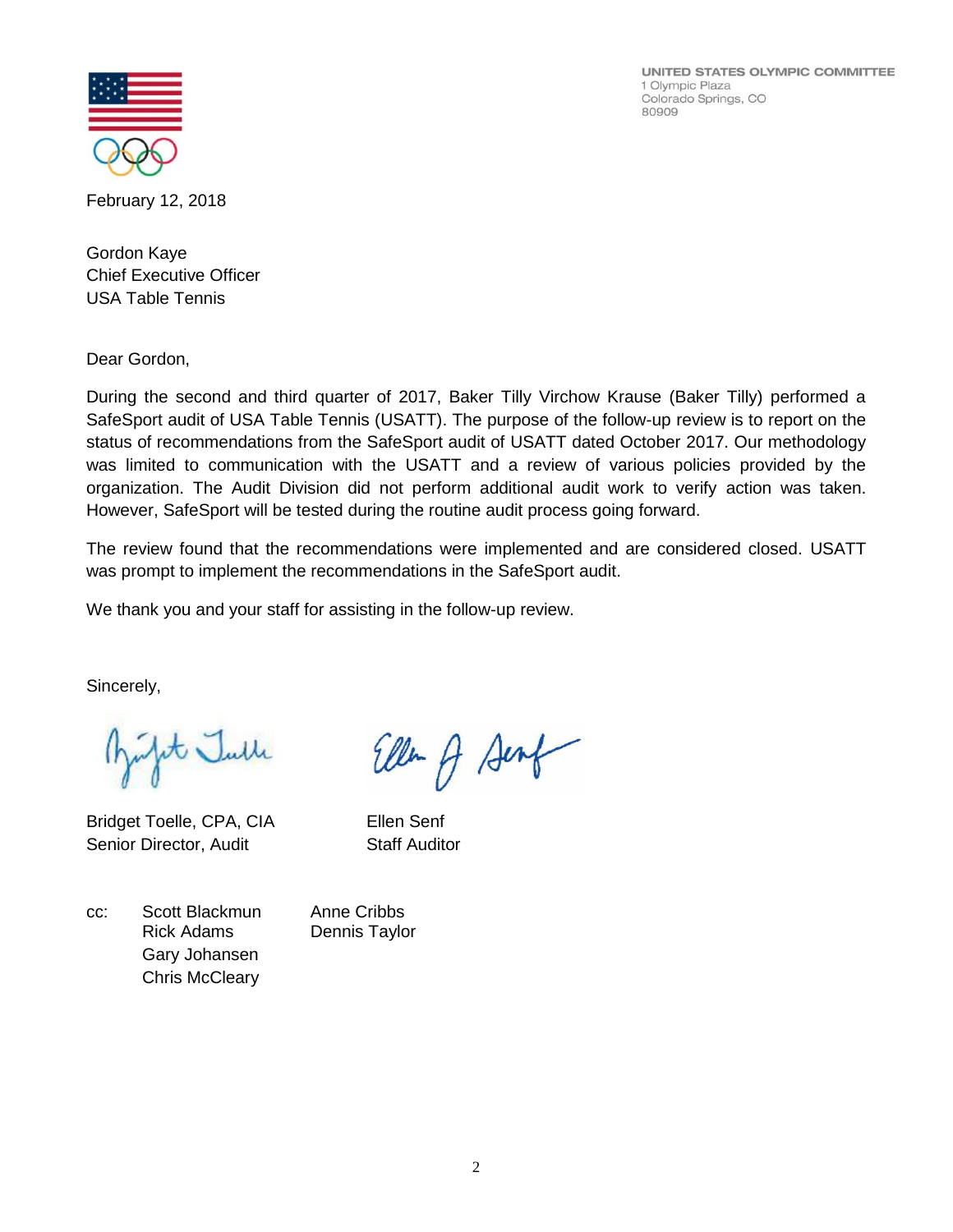UNITED STATES OLYMPIC COMMITTEE
1 Olympic Plaza
Colorado Springs, CO
80909

February 12, 2018

Gordon Kaye
Chief Executive Officer
USA Table Tennis

Dear Gordon,

During the second and third quarter of 2017, Baker Tilly Virchow Krause (Baker Tilly) performed a SafeSport audit of USA Table Tennis (USATT). The purpose of the follow-up review is to report on the status of recommendations from the SafeSport audit of USATT dated October 2017. Our methodology was limited to communication with the USATT and a review of various policies provided by the organization. The Audit Division did not perform additional audit work to verify action was taken. However, SafeSport will be tested during the routine audit process going forward.

The review found that the recommendations were implemented and are considered closed. USATT was prompt to implement the recommendations in the SafeSport audit.

We thank you and your staff for assisting in the follow-up review.

Sincerely,

Bridget Toelle, CPA, CIA
Senior Director, Audit

Ellen Senf
Staff Auditor

cc: Scott Blackmun
Rick Adams
Gary Johansen
Chris McCleary
Anne Cribbs
Dennis Taylor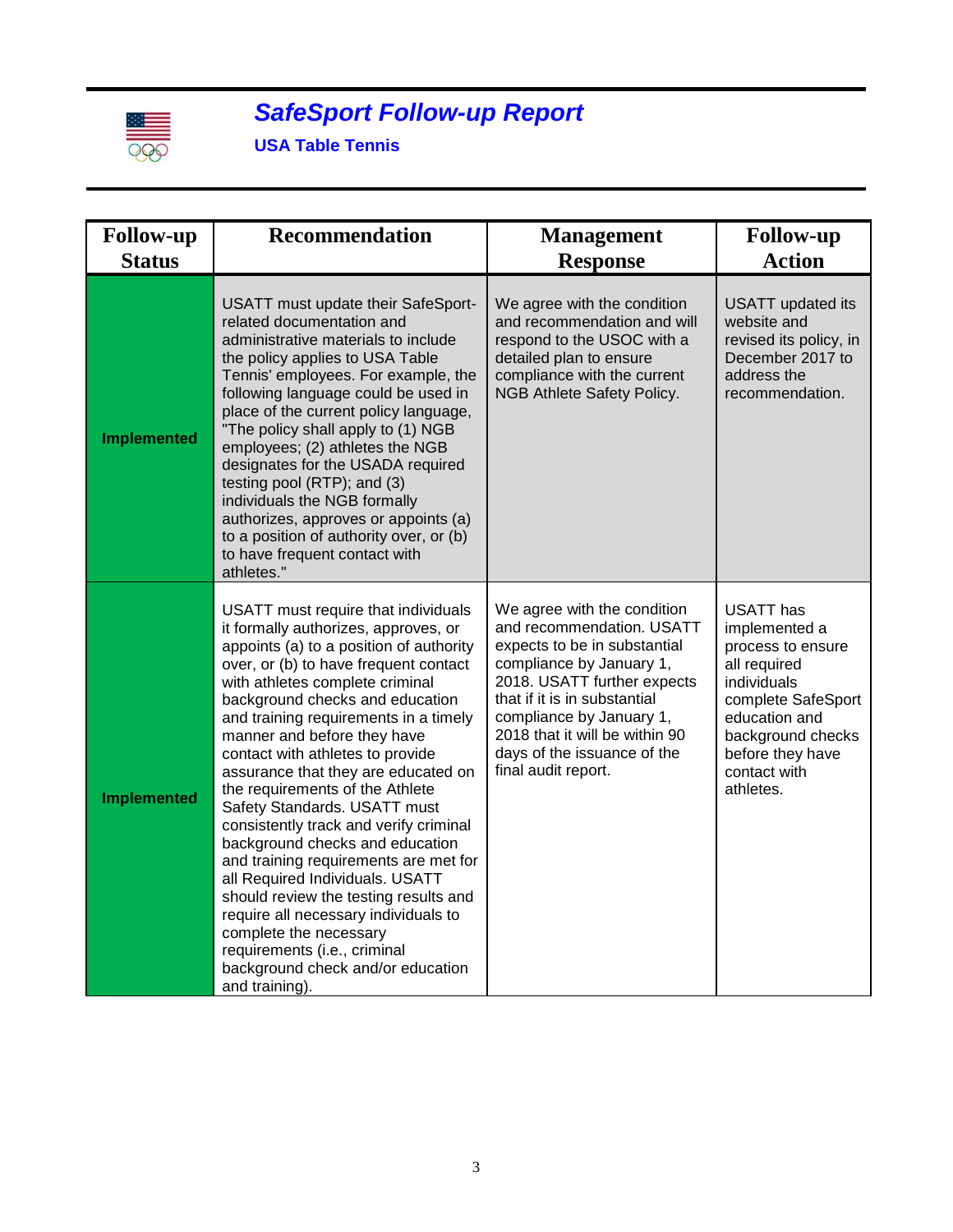# *SafeSport Follow-up Report*

**USA Table Tennis**

| Follow-up Status | Recommendation | Management Response | Follow-up Action |
|---|---|---|---|
| **Implemented** | USATT must update their SafeSport-related documentation and administrative materials to include the policy applies to USA Table Tennis' employees. For example, the following language could be used in place of the current policy language, "The policy shall apply to (1) NGB employees; (2) athletes the NGB designates for the USADA required testing pool (RTP); and (3) individuals the NGB formally authorizes, approves or appoints (a) to a position of authority over, or (b) to have frequent contact with athletes." | We agree with the condition and recommendation and will respond to the USOC with a detailed plan to ensure compliance with the current NGB Athlete Safety Policy. | USATT updated its website and revised its policy, in December 2017 to address the recommendation. |
| **Implemented** | USATT must require that individuals it formally authorizes, approves, or appoints (a) to a position of authority over, or (b) to have frequent contact with athletes complete criminal background checks and education and training requirements in a timely manner and before they have contact with athletes to provide assurance that they are educated on the requirements of the Athlete Safety Standards. USATT must consistently track and verify criminal background checks and education and training requirements are met for all Required Individuals. USATT should review the testing results and require all necessary individuals to complete the necessary requirements (i.e., criminal background check and/or education and training). | We agree with the condition and recommendation. USATT expects to be in substantial compliance by January 1, 2018. USATT further expects that if it is in substantial compliance by January 1, 2018 that it will be within 90 days of the issuance of the final audit report. | USATT has implemented a process to ensure all required individuals complete SafeSport education and background checks before they have contact with athletes. |